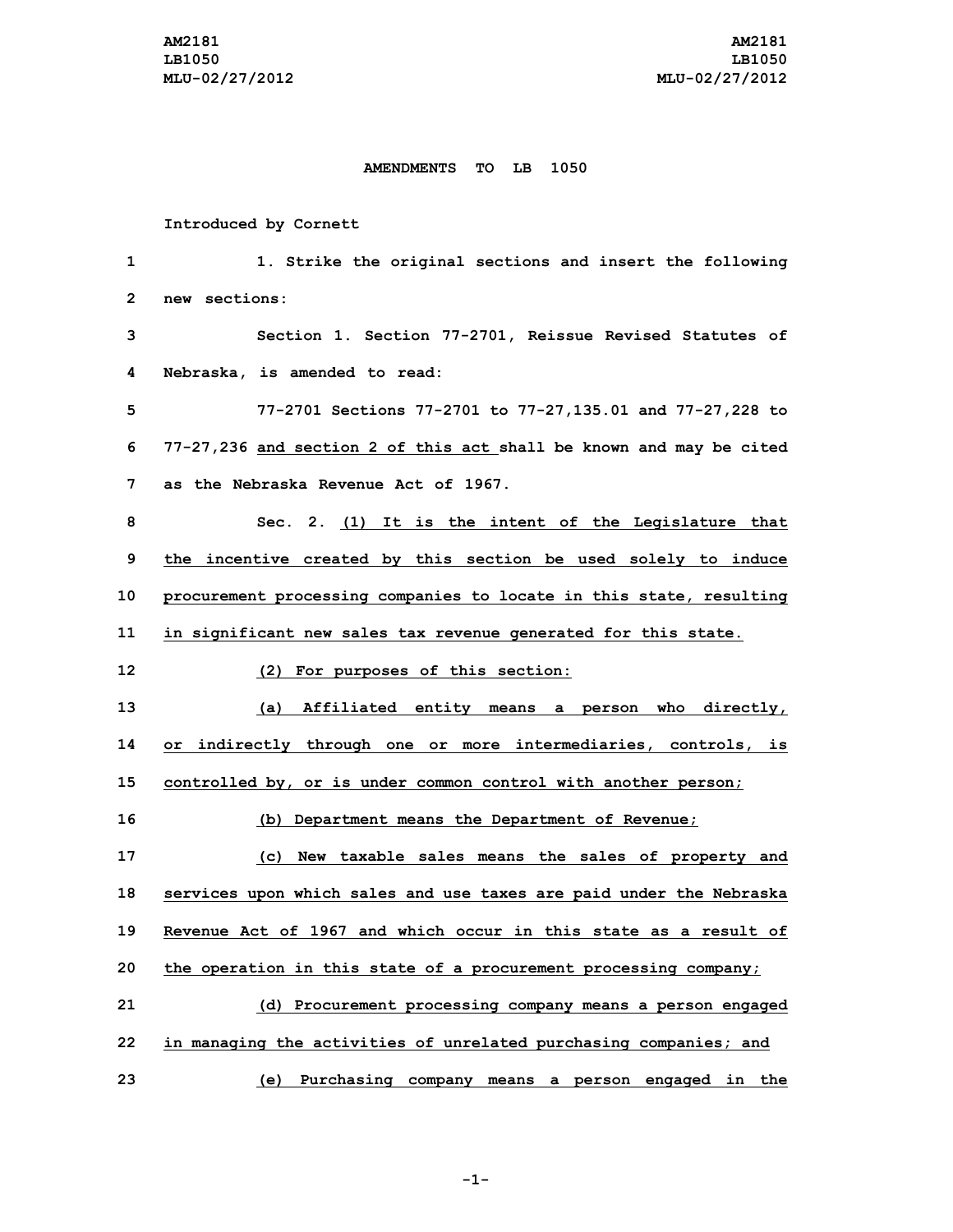**AMENDMENTS TO LB 1050**

Introduced by Cornett

1. Strike the original sections and insert the following new sections:

Section 1. Section 77-2701, Reissue Revised Statutes of Nebraska, is amended to read:

77-2701 Sections 77-2701 to 77-27,135.01 and 77-27,228 to 77-27,236 <u>and section 2 of this act</u> shall be known and may be cited as the Nebraska Revenue Act of 1967.

Sec. 2. <u>(1) It is the intent of the Legislature that the incentive created by this section be used solely to induce procurement processing companies to locate in this state, resulting in significant new sales tax revenue generated for this state.</u>

<u>(2) For purposes of this section:</u>

<u>(a) Affiliated entity means a person who directly, or indirectly through one or more intermediaries, controls, is controlled by, or is under common control with another person;</u>

<u>(b) Department means the Department of Revenue;</u>

<u>(c) New taxable sales means the sales of property and services upon which sales and use taxes are paid under the Nebraska Revenue Act of 1967 and which occur in this state as a result of the operation in this state of a procurement processing company;</u>

<u>(d) Procurement processing company means a person engaged in managing the activities of unrelated purchasing companies; and</u>

<u>(e) Purchasing company means a person engaged in the</u>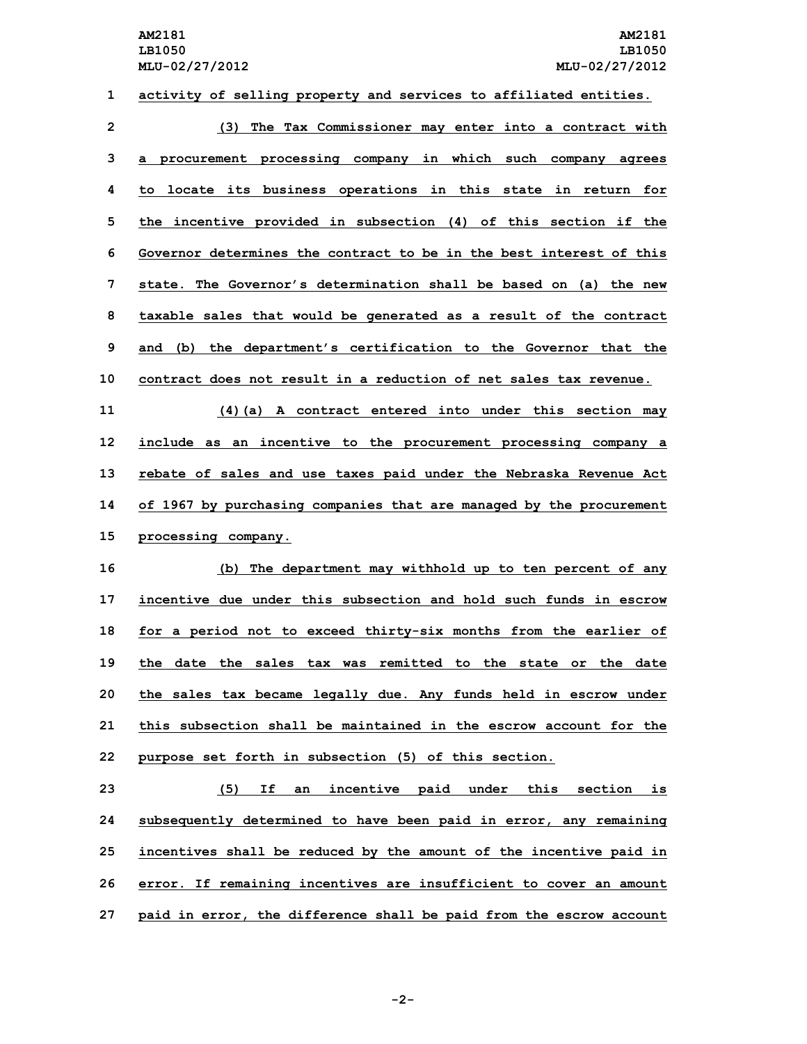activity of selling property and services to affiliated entities.

(3) The Tax Commissioner may enter into a contract with a procurement processing company in which such company agrees to locate its business operations in this state in return for the incentive provided in subsection (4) of this section if the Governor determines the contract to be in the best interest of this state. The Governor's determination shall be based on (a) the new taxable sales that would be generated as a result of the contract and (b) the department's certification to the Governor that the contract does not result in a reduction of net sales tax revenue.

(4)(a) A contract entered into under this section may include as an incentive to the procurement processing company a rebate of sales and use taxes paid under the Nebraska Revenue Act of 1967 by purchasing companies that are managed by the procurement processing company.

(b) The department may withhold up to ten percent of any incentive due under this subsection and hold such funds in escrow for a period not to exceed thirty-six months from the earlier of the date the sales tax was remitted to the state or the date the sales tax became legally due. Any funds held in escrow under this subsection shall be maintained in the escrow account for the purpose set forth in subsection (5) of this section.

(5) If an incentive paid under this section is subsequently determined to have been paid in error, any remaining incentives shall be reduced by the amount of the incentive paid in error. If remaining incentives are insufficient to cover an amount paid in error, the difference shall be paid from the escrow account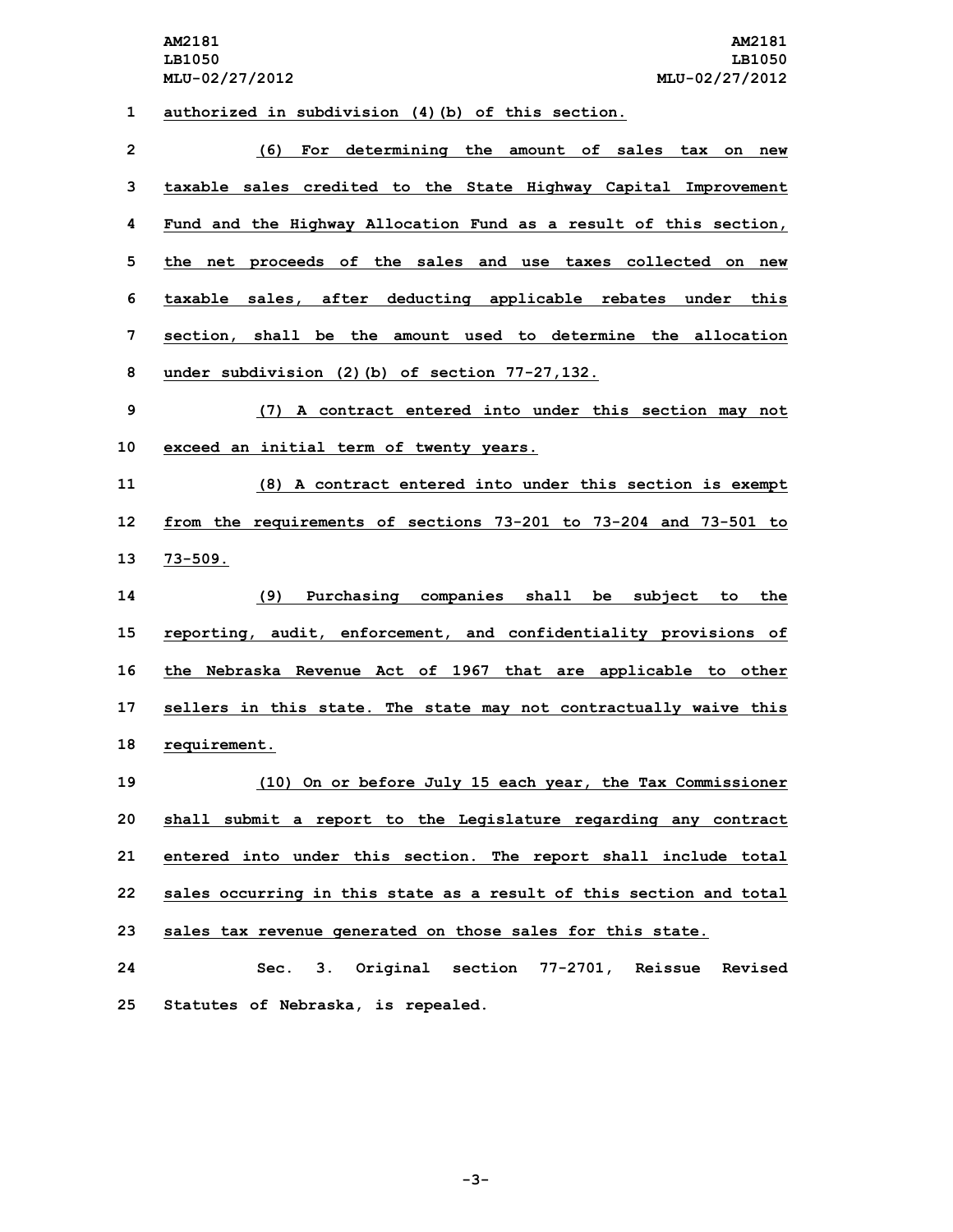authorized in subdivision (4)(b) of this section.

(6) For determining the amount of sales tax on new taxable sales credited to the State Highway Capital Improvement Fund and the Highway Allocation Fund as a result of this section, the net proceeds of the sales and use taxes collected on new taxable sales, after deducting applicable rebates under this section, shall be the amount used to determine the allocation under subdivision (2)(b) of section 77-27,132.

(7) A contract entered into under this section may not exceed an initial term of twenty years.

(8) A contract entered into under this section is exempt from the requirements of sections 73-201 to 73-204 and 73-501 to 73-509.

(9) Purchasing companies shall be subject to the reporting, audit, enforcement, and confidentiality provisions of the Nebraska Revenue Act of 1967 that are applicable to other sellers in this state. The state may not contractually waive this requirement.

(10) On or before July 15 each year, the Tax Commissioner shall submit a report to the Legislature regarding any contract entered into under this section. The report shall include total sales occurring in this state as a result of this section and total sales tax revenue generated on those sales for this state.

Sec. 3. Original section 77-2701, Reissue Revised Statutes of Nebraska, is repealed.